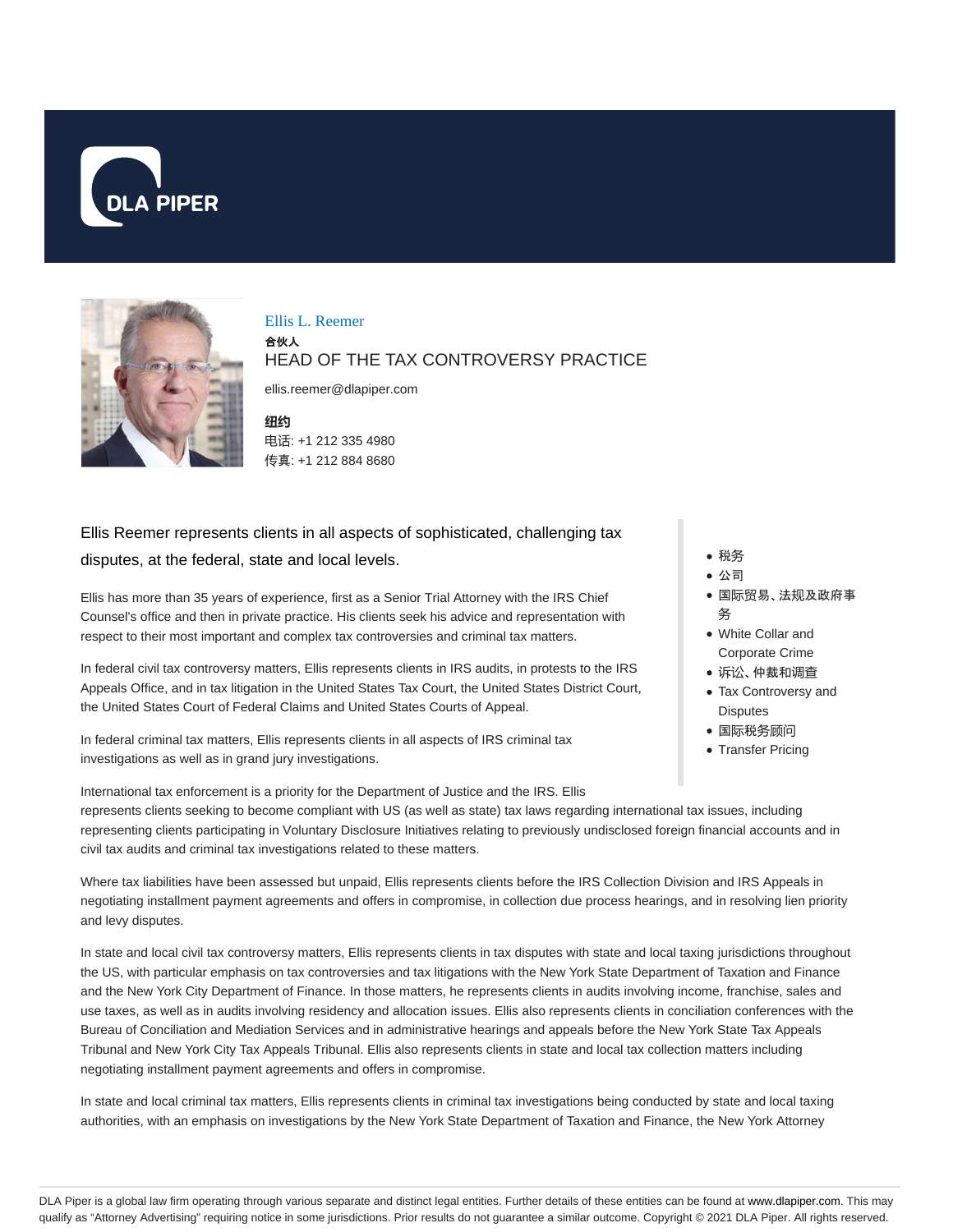DLA PIPER

# Ellis L. Reemer

**合伙人**

HEAD OF THE TAX CONTROVERSY PRACTICE

ellis.reemer@dlapiper.com

**纽约**

电话: +1 212 335 4980

传真: +1 212 884 8680

- 税务
- 公司
- 国际贸易、法规及政府事务
- White Collar and Corporate Crime
- 诉讼、仲裁和调查
- Tax Controversy and Disputes
- 国际税务顾问
- Transfer Pricing

Ellis Reemer represents clients in all aspects of sophisticated, challenging tax disputes, at the federal, state and local levels.

Ellis has more than 35 years of experience, first as a Senior Trial Attorney with the IRS Chief Counsel's office and then in private practice. His clients seek his advice and representation with respect to their most important and complex tax controversies and criminal tax matters.

In federal civil tax controversy matters, Ellis represents clients in IRS audits, in protests to the IRS Appeals Office, and in tax litigation in the United States Tax Court, the United States District Court, the United States Court of Federal Claims and United States Courts of Appeal.

In federal criminal tax matters, Ellis represents clients in all aspects of IRS criminal tax investigations as well as in grand jury investigations.

International tax enforcement is a priority for the Department of Justice and the IRS. Ellis represents clients seeking to become compliant with US (as well as state) tax laws regarding international tax issues, including representing clients participating in Voluntary Disclosure Initiatives relating to previously undisclosed foreign financial accounts and in civil tax audits and criminal tax investigations related to these matters.

Where tax liabilities have been assessed but unpaid, Ellis represents clients before the IRS Collection Division and IRS Appeals in negotiating installment payment agreements and offers in compromise, in collection due process hearings, and in resolving lien priority and levy disputes.

In state and local civil tax controversy matters, Ellis represents clients in tax disputes with state and local taxing jurisdictions throughout the US, with particular emphasis on tax controversies and tax litigations with the New York State Department of Taxation and Finance and the New York City Department of Finance. In those matters, he represents clients in audits involving income, franchise, sales and use taxes, as well as in audits involving residency and allocation issues. Ellis also represents clients in conciliation conferences with the Bureau of Conciliation and Mediation Services and in administrative hearings and appeals before the New York State Tax Appeals Tribunal and New York City Tax Appeals Tribunal. Ellis also represents clients in state and local tax collection matters including negotiating installment payment agreements and offers in compromise.

In state and local criminal tax matters, Ellis represents clients in criminal tax investigations being conducted by state and local taxing authorities, with an emphasis on investigations by the New York State Department of Taxation and Finance, the New York Attorney

DLA Piper is a global law firm operating through various separate and distinct legal entities. Further details of these entities can be found at www.dlapiper.com. This may qualify as "Attorney Advertising" requiring notice in some jurisdictions. Prior results do not guarantee a similar outcome. Copyright © 2021 DLA Piper. All rights reserved.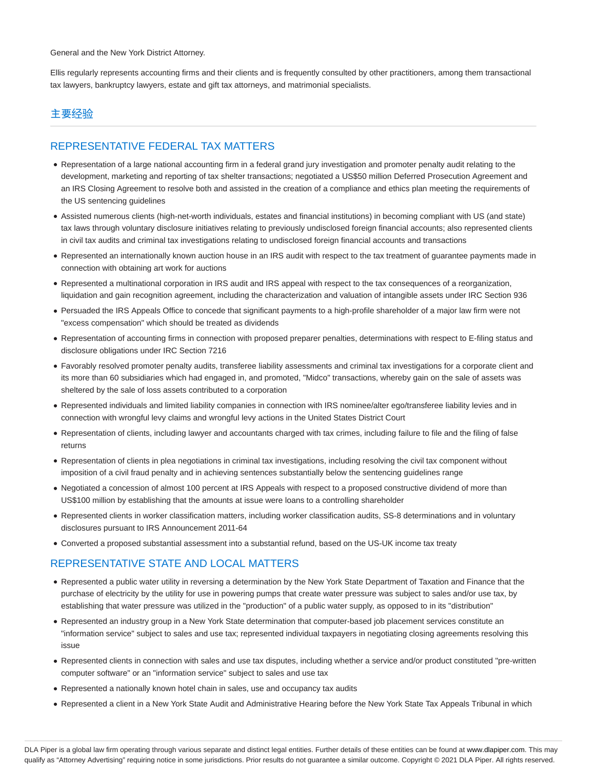General and the New York District Attorney.

Ellis regularly represents accounting firms and their clients and is frequently consulted by other practitioners, among them transactional tax lawyers, bankruptcy lawyers, estate and gift tax attorneys, and matrimonial specialists.

## 主要经验

### REPRESENTATIVE FEDERAL TAX MATTERS

- Representation of a large national accounting firm in a federal grand jury investigation and promoter penalty audit relating to the development, marketing and reporting of tax shelter transactions; negotiated a US$50 million Deferred Prosecution Agreement and an IRS Closing Agreement to resolve both and assisted in the creation of a compliance and ethics plan meeting the requirements of the US sentencing guidelines
- Assisted numerous clients (high-net-worth individuals, estates and financial institutions) in becoming compliant with US (and state) tax laws through voluntary disclosure initiatives relating to previously undisclosed foreign financial accounts; also represented clients in civil tax audits and criminal tax investigations relating to undisclosed foreign financial accounts and transactions
- Represented an internationally known auction house in an IRS audit with respect to the tax treatment of guarantee payments made in connection with obtaining art work for auctions
- Represented a multinational corporation in IRS audit and IRS appeal with respect to the tax consequences of a reorganization, liquidation and gain recognition agreement, including the characterization and valuation of intangible assets under IRC Section 936
- Persuaded the IRS Appeals Office to concede that significant payments to a high-profile shareholder of a major law firm were not "excess compensation" which should be treated as dividends
- Representation of accounting firms in connection with proposed preparer penalties, determinations with respect to E-filing status and disclosure obligations under IRC Section 7216
- Favorably resolved promoter penalty audits, transferee liability assessments and criminal tax investigations for a corporate client and its more than 60 subsidiaries which had engaged in, and promoted, "Midco" transactions, whereby gain on the sale of assets was sheltered by the sale of loss assets contributed to a corporation
- Represented individuals and limited liability companies in connection with IRS nominee/alter ego/transferee liability levies and in connection with wrongful levy claims and wrongful levy actions in the United States District Court
- Representation of clients, including lawyer and accountants charged with tax crimes, including failure to file and the filing of false returns
- Representation of clients in plea negotiations in criminal tax investigations, including resolving the civil tax component without imposition of a civil fraud penalty and in achieving sentences substantially below the sentencing guidelines range
- Negotiated a concession of almost 100 percent at IRS Appeals with respect to a proposed constructive dividend of more than US$100 million by establishing that the amounts at issue were loans to a controlling shareholder
- Represented clients in worker classification matters, including worker classification audits, SS-8 determinations and in voluntary disclosures pursuant to IRS Announcement 2011-64
- Converted a proposed substantial assessment into a substantial refund, based on the US-UK income tax treaty

### REPRESENTATIVE STATE AND LOCAL MATTERS

- Represented a public water utility in reversing a determination by the New York State Department of Taxation and Finance that the purchase of electricity by the utility for use in powering pumps that create water pressure was subject to sales and/or use tax, by establishing that water pressure was utilized in the "production" of a public water supply, as opposed to in its "distribution"
- Represented an industry group in a New York State determination that computer-based job placement services constitute an "information service" subject to sales and use tax; represented individual taxpayers in negotiating closing agreements resolving this issue
- Represented clients in connection with sales and use tax disputes, including whether a service and/or product constituted "pre-written computer software" or an "information service" subject to sales and use tax
- Represented a nationally known hotel chain in sales, use and occupancy tax audits
- Represented a client in a New York State Audit and Administrative Hearing before the New York State Tax Appeals Tribunal in which

DLA Piper is a global law firm operating through various separate and distinct legal entities. Further details of these entities can be found at www.dlapiper.com. This may qualify as "Attorney Advertising" requiring notice in some jurisdictions. Prior results do not guarantee a similar outcome. Copyright © 2021 DLA Piper. All rights reserved.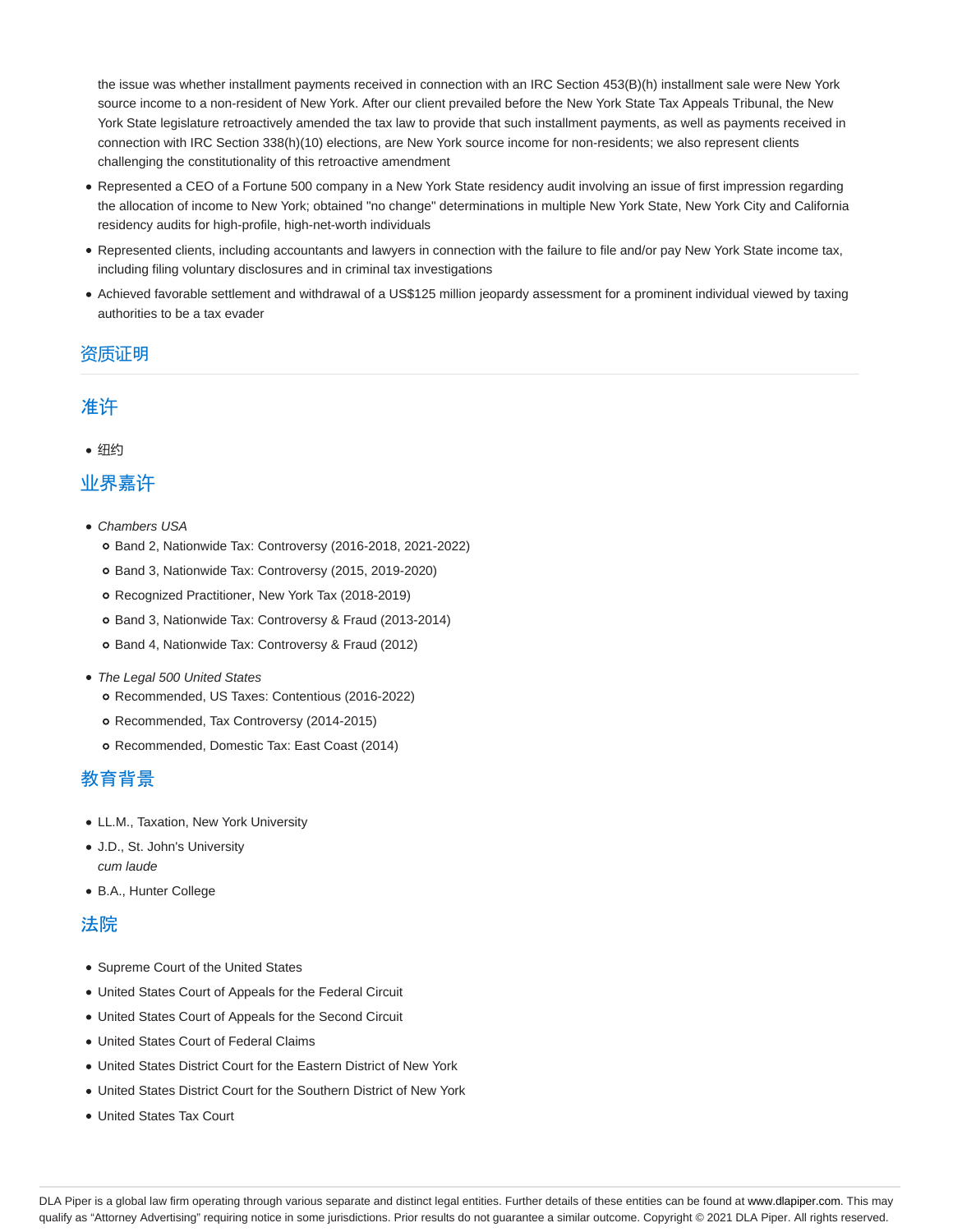the issue was whether installment payments received in connection with an IRC Section 453(B)(h) installment sale were New York source income to a non-resident of New York. After our client prevailed before the New York State Tax Appeals Tribunal, the New York State legislature retroactively amended the tax law to provide that such installment payments, as well as payments received in connection with IRC Section 338(h)(10) elections, are New York source income for non-residents; we also represent clients challenging the constitutionality of this retroactive amendment

- Represented a CEO of a Fortune 500 company in a New York State residency audit involving an issue of first impression regarding the allocation of income to New York; obtained "no change" determinations in multiple New York State, New York City and California residency audits for high-profile, high-net-worth individuals
- Represented clients, including accountants and lawyers in connection with the failure to file and/or pay New York State income tax, including filing voluntary disclosures and in criminal tax investigations
- Achieved favorable settlement and withdrawal of a US$125 million jeopardy assessment for a prominent individual viewed by taxing authorities to be a tax evader

## 资质证明

### 准许

- 纽约

### 业界嘉许

- *Chambers USA*
  - Band 2, Nationwide Tax: Controversy (2016-2018, 2021-2022)
  - Band 3, Nationwide Tax: Controversy (2015, 2019-2020)
  - Recognized Practitioner, New York Tax (2018-2019)
  - Band 3, Nationwide Tax: Controversy & Fraud (2013-2014)
  - Band 4, Nationwide Tax: Controversy & Fraud (2012)
- *The Legal 500 United States*
  - Recommended, US Taxes: Contentious (2016-2022)
  - Recommended, Tax Controversy (2014-2015)
  - Recommended, Domestic Tax: East Coast (2014)

### 教育背景

- LL.M., Taxation, New York University
- J.D., St. John's University
  *cum laude*
- B.A., Hunter College

### 法院

- Supreme Court of the United States
- United States Court of Appeals for the Federal Circuit
- United States Court of Appeals for the Second Circuit
- United States Court of Federal Claims
- United States District Court for the Eastern District of New York
- United States District Court for the Southern District of New York
- United States Tax Court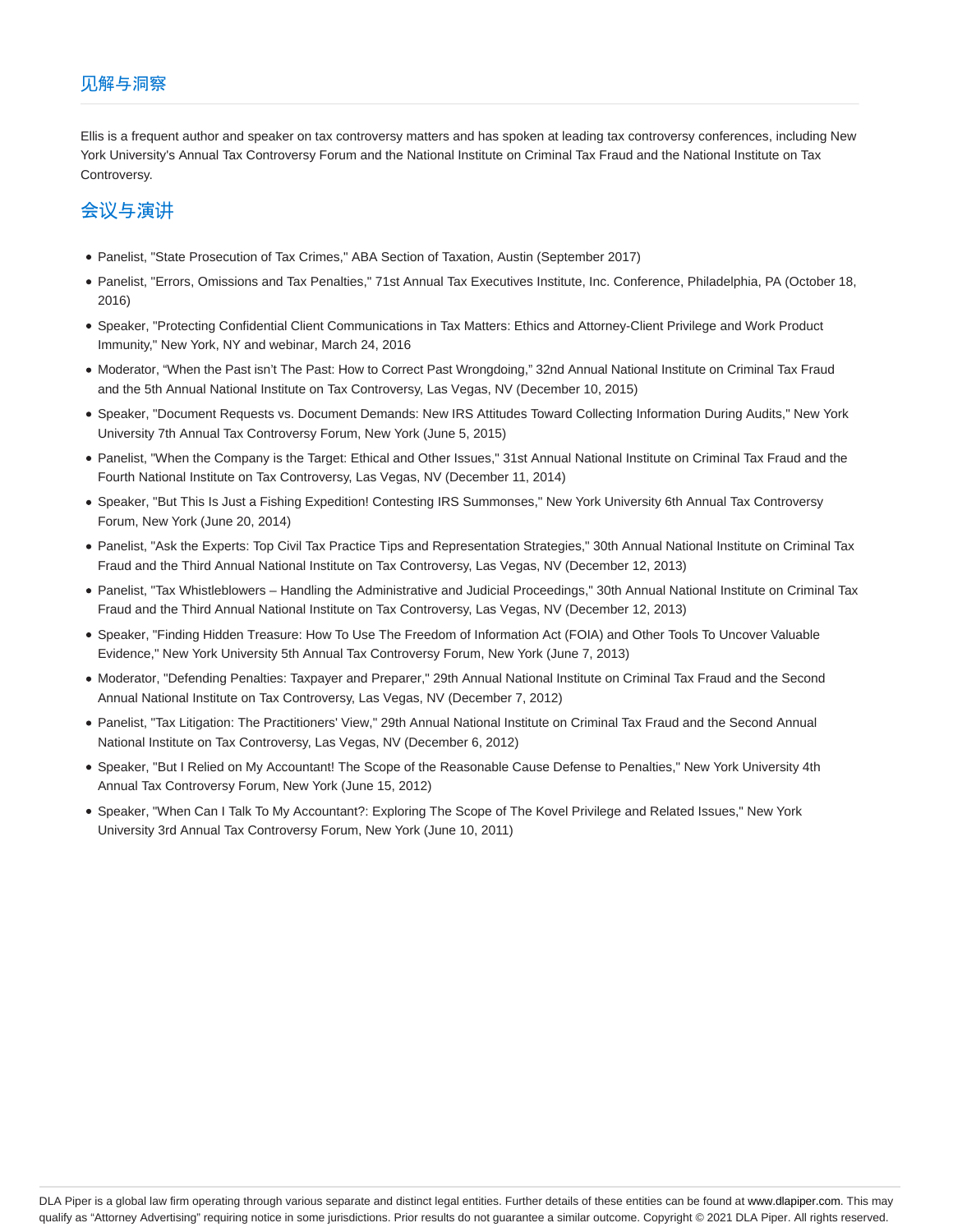## 见解与洞察

Ellis is a frequent author and speaker on tax controversy matters and has spoken at leading tax controversy conferences, including New York University's Annual Tax Controversy Forum and the National Institute on Criminal Tax Fraud and the National Institute on Tax Controversy.

## 会议与演讲

- Panelist, "State Prosecution of Tax Crimes," ABA Section of Taxation, Austin (September 2017)
- Panelist, "Errors, Omissions and Tax Penalties," 71st Annual Tax Executives Institute, Inc. Conference, Philadelphia, PA (October 18, 2016)
- Speaker, "Protecting Confidential Client Communications in Tax Matters: Ethics and Attorney-Client Privilege and Work Product Immunity," New York, NY and webinar, March 24, 2016
- Moderator, "When the Past isn't The Past: How to Correct Past Wrongdoing," 32nd Annual National Institute on Criminal Tax Fraud and the 5th Annual National Institute on Tax Controversy, Las Vegas, NV (December 10, 2015)
- Speaker, "Document Requests vs. Document Demands: New IRS Attitudes Toward Collecting Information During Audits," New York University 7th Annual Tax Controversy Forum, New York (June 5, 2015)
- Panelist, "When the Company is the Target: Ethical and Other Issues," 31st Annual National Institute on Criminal Tax Fraud and the Fourth National Institute on Tax Controversy, Las Vegas, NV (December 11, 2014)
- Speaker, "But This Is Just a Fishing Expedition! Contesting IRS Summonses," New York University 6th Annual Tax Controversy Forum, New York (June 20, 2014)
- Panelist, "Ask the Experts: Top Civil Tax Practice Tips and Representation Strategies," 30th Annual National Institute on Criminal Tax Fraud and the Third Annual National Institute on Tax Controversy, Las Vegas, NV (December 12, 2013)
- Panelist, "Tax Whistleblowers – Handling the Administrative and Judicial Proceedings," 30th Annual National Institute on Criminal Tax Fraud and the Third Annual National Institute on Tax Controversy, Las Vegas, NV (December 12, 2013)
- Speaker, "Finding Hidden Treasure: How To Use The Freedom of Information Act (FOIA) and Other Tools To Uncover Valuable Evidence," New York University 5th Annual Tax Controversy Forum, New York (June 7, 2013)
- Moderator, "Defending Penalties: Taxpayer and Preparer," 29th Annual National Institute on Criminal Tax Fraud and the Second Annual National Institute on Tax Controversy, Las Vegas, NV (December 7, 2012)
- Panelist, "Tax Litigation: The Practitioners' View," 29th Annual National Institute on Criminal Tax Fraud and the Second Annual National Institute on Tax Controversy, Las Vegas, NV (December 6, 2012)
- Speaker, "But I Relied on My Accountant! The Scope of the Reasonable Cause Defense to Penalties," New York University 4th Annual Tax Controversy Forum, New York (June 15, 2012)
- Speaker, "When Can I Talk To My Accountant?: Exploring The Scope of The Kovel Privilege and Related Issues," New York University 3rd Annual Tax Controversy Forum, New York (June 10, 2011)